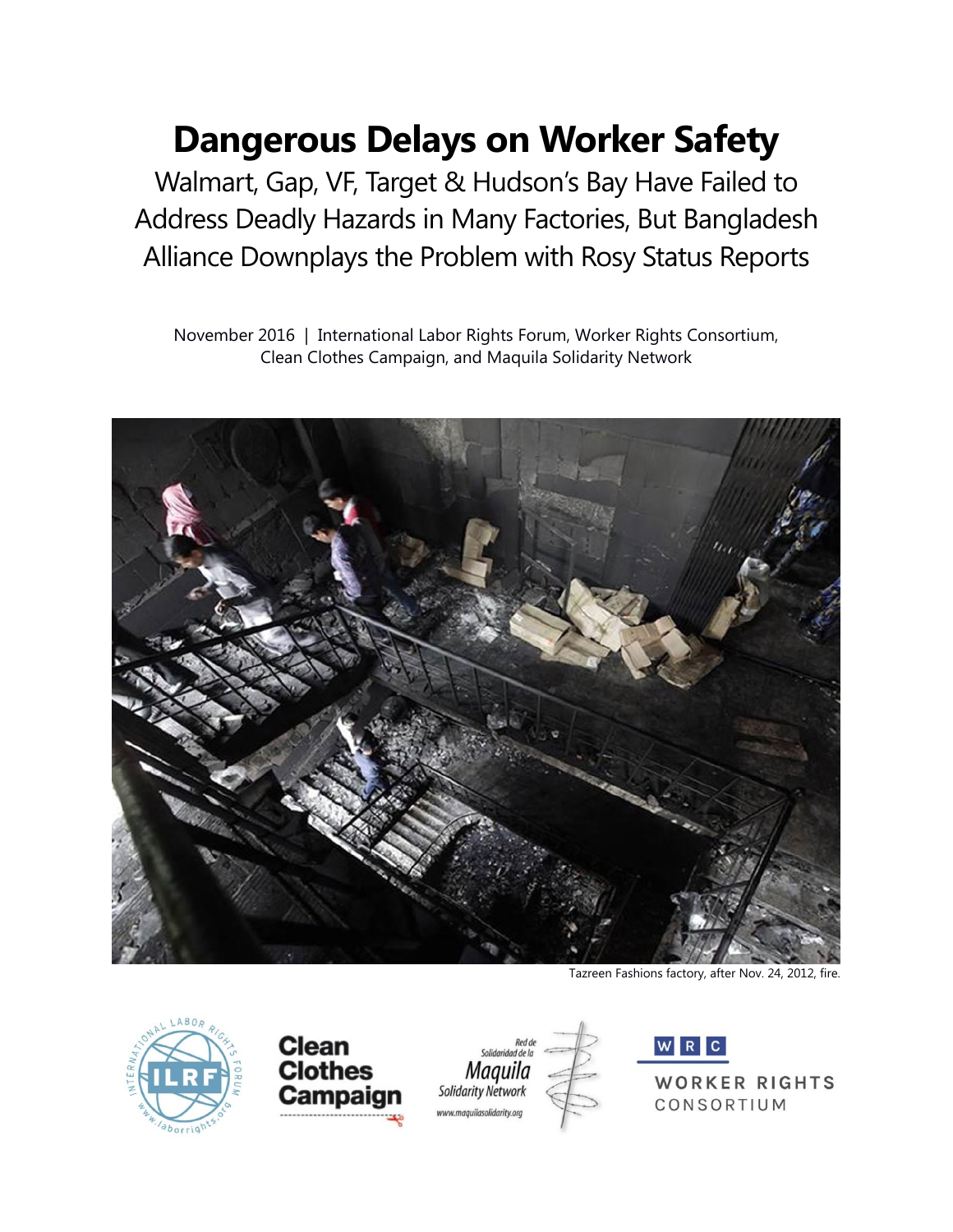# Dangerous Delays on Worker Safety

Walmart, Gap, VF, Target & Hudson's Bay Have Failed to Address Deadly Hazards in Many Factories, But Bangladesh Alliance Downplays the Problem with Rosy Status Reports

November 2016 | International Labor Rights Forum, Worker Rights Consortium, Clean Clothes Campaign, and Maquila Solidarity Network

Tazreen Fashions factory, after Nov. 24, 2012, fire.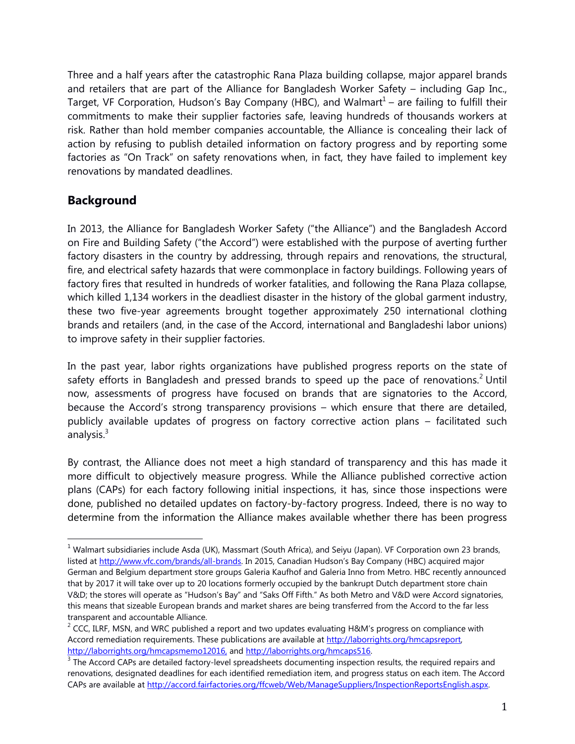Three and a half years after the catastrophic Rana Plaza building collapse, major apparel brands and retailers that are part of the Alliance for Bangladesh Worker Safety – including Gap Inc., Target, VF Corporation, Hudson's Bay Company (HBC), and Walmart[1] – are failing to fulfill their commitments to make their supplier factories safe, leaving hundreds of thousands workers at risk. Rather than hold member companies accountable, the Alliance is concealing their lack of action by refusing to publish detailed information on factory progress and by reporting some factories as "On Track" on safety renovations when, in fact, they have failed to implement key renovations by mandated deadlines.

## Background

In 2013, the Alliance for Bangladesh Worker Safety ("the Alliance") and the Bangladesh Accord on Fire and Building Safety ("the Accord") were established with the purpose of averting further factory disasters in the country by addressing, through repairs and renovations, the structural, fire, and electrical safety hazards that were commonplace in factory buildings. Following years of factory fires that resulted in hundreds of worker fatalities, and following the Rana Plaza collapse, which killed 1,134 workers in the deadliest disaster in the history of the global garment industry, these two five-year agreements brought together approximately 250 international clothing brands and retailers (and, in the case of the Accord, international and Bangladeshi labor unions) to improve safety in their supplier factories.

In the past year, labor rights organizations have published progress reports on the state of safety efforts in Bangladesh and pressed brands to speed up the pace of renovations.[2] Until now, assessments of progress have focused on brands that are signatories to the Accord, because the Accord's strong transparency provisions – which ensure that there are detailed, publicly available updates of progress on factory corrective action plans – facilitated such analysis.[3]

By contrast, the Alliance does not meet a high standard of transparency and this has made it more difficult to objectively measure progress. While the Alliance published corrective action plans (CAPs) for each factory following initial inspections, it has, since those inspections were done, published no detailed updates on factory-by-factory progress. Indeed, there is no way to determine from the information the Alliance makes available whether there has been progress

---

[1] Walmart subsidiaries include Asda (UK), Massmart (South Africa), and Seiyu (Japan). VF Corporation own 23 brands, listed at http://www.vfc.com/brands/all-brands. In 2015, Canadian Hudson's Bay Company (HBC) acquired major German and Belgium department store groups Galeria Kaufhof and Galeria Inno from Metro. HBC recently announced that by 2017 it will take over up to 20 locations formerly occupied by the bankrupt Dutch department store chain V&D; the stores will operate as "Hudson's Bay" and "Saks Off Fifth." As both Metro and V&D were Accord signatories, this means that sizeable European brands and market shares are being transferred from the Accord to the far less transparent and accountable Alliance.

[2] CCC, ILRF, MSN, and WRC published a report and two updates evaluating H&M's progress on compliance with Accord remediation requirements. These publications are available at http://laborrights.org/hmcapsreport, http://laborrights.org/hmcapsmemo12016, and http://laborrights.org/hmcaps516.

[3] The Accord CAPs are detailed factory-level spreadsheets documenting inspection results, the required repairs and renovations, designated deadlines for each identified remediation item, and progress status on each item. The Accord CAPs are available at http://accord.fairfactories.org/ffcweb/Web/ManageSuppliers/InspectionReportsEnglish.aspx.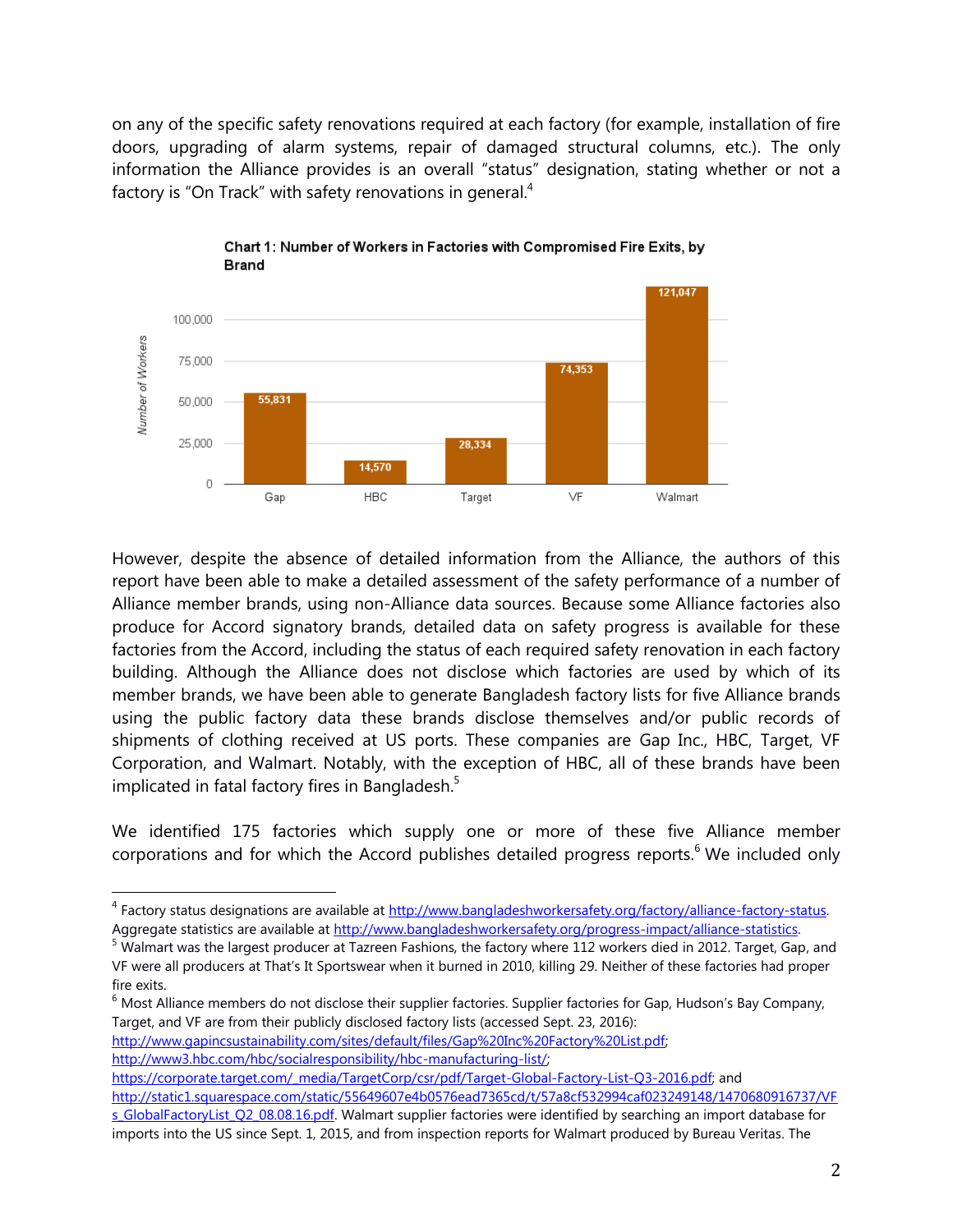on any of the specific safety renovations required at each factory (for example, installation of fire doors, upgrading of alarm systems, repair of damaged structural columns, etc.). The only information the Alliance provides is an overall "status" designation, stating whether or not a factory is "On Track" with safety renovations in general.[4]

**Chart 1: Number of Workers in Factories with Compromised Fire Exits, by Brand**

| Brand | Number of Workers |
|---|---|
| Gap | 55,831 |
| HBC | 14,570 |
| Target | 28,334 |
| VF | 74,353 |
| Walmart | 121,047 |

However, despite the absence of detailed information from the Alliance, the authors of this report have been able to make a detailed assessment of the safety performance of a number of Alliance member brands, using non-Alliance data sources. Because some Alliance factories also produce for Accord signatory brands, detailed data on safety progress is available for these factories from the Accord, including the status of each required safety renovation in each factory building. Although the Alliance does not disclose which factories are used by which of its member brands, we have been able to generate Bangladesh factory lists for five Alliance brands using the public factory data these brands disclose themselves and/or public records of shipments of clothing received at US ports. These companies are Gap Inc., HBC, Target, VF Corporation, and Walmart. Notably, with the exception of HBC, all of these brands have been implicated in fatal factory fires in Bangladesh.[5]

We identified 175 factories which supply one or more of these five Alliance member corporations and for which the Accord publishes detailed progress reports.[6] We included only

---

[4] Factory status designations are available at http://www.bangladeshworkersafety.org/factory/alliance-factory-status. Aggregate statistics are available at http://www.bangladeshworkersafety.org/progress-impact/alliance-statistics.

[5] Walmart was the largest producer at Tazreen Fashions, the factory where 112 workers died in 2012. Target, Gap, and VF were all producers at That's It Sportswear when it burned in 2010, killing 29. Neither of these factories had proper fire exits.

[6] Most Alliance members do not disclose their supplier factories. Supplier factories for Gap, Hudson's Bay Company, Target, and VF are from their publicly disclosed factory lists (accessed Sept. 23, 2016): http://www.gapincsustainability.com/sites/default/files/Gap%20Inc%20Factory%20List.pdf; http://www3.hbc.com/hbc/socialresponsibility/hbc-manufacturing-list/; https://corporate.target.com/_media/TargetCorp/csr/pdf/Target-Global-Factory-List-Q3-2016.pdf; and http://static1.squarespace.com/static/55649607e4b0576ead7365cd/t/57a8cf532994caf023249148/1470680916737/VFs_GlobalFactoryList_Q2_08.08.16.pdf. Walmart supplier factories were identified by searching an import database for imports into the US since Sept. 1, 2015, and from inspection reports for Walmart produced by Bureau Veritas. The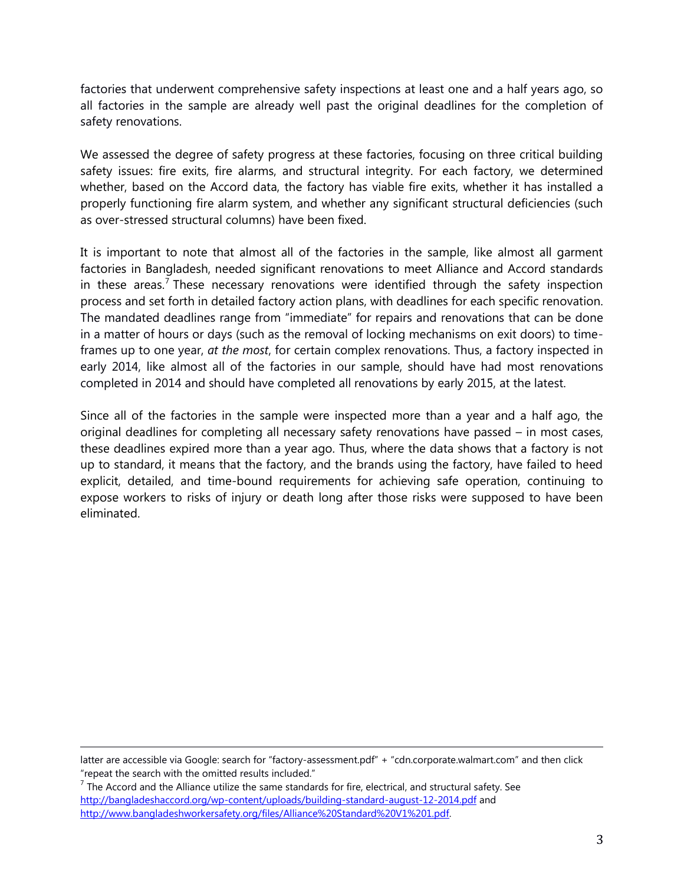factories that underwent comprehensive safety inspections at least one and a half years ago, so all factories in the sample are already well past the original deadlines for the completion of safety renovations.

We assessed the degree of safety progress at these factories, focusing on three critical building safety issues: fire exits, fire alarms, and structural integrity. For each factory, we determined whether, based on the Accord data, the factory has viable fire exits, whether it has installed a properly functioning fire alarm system, and whether any significant structural deficiencies (such as over-stressed structural columns) have been fixed.

It is important to note that almost all of the factories in the sample, like almost all garment factories in Bangladesh, needed significant renovations to meet Alliance and Accord standards in these areas.[7] These necessary renovations were identified through the safety inspection process and set forth in detailed factory action plans, with deadlines for each specific renovation. The mandated deadlines range from "immediate" for repairs and renovations that can be done in a matter of hours or days (such as the removal of locking mechanisms on exit doors) to time-frames up to one year, *at the most*, for certain complex renovations. Thus, a factory inspected in early 2014, like almost all of the factories in our sample, should have had most renovations completed in 2014 and should have completed all renovations by early 2015, at the latest.

Since all of the factories in the sample were inspected more than a year and a half ago, the original deadlines for completing all necessary safety renovations have passed – in most cases, these deadlines expired more than a year ago. Thus, where the data shows that a factory is not up to standard, it means that the factory, and the brands using the factory, have failed to heed explicit, detailed, and time-bound requirements for achieving safe operation, continuing to expose workers to risks of injury or death long after those risks were supposed to have been eliminated.

---

latter are accessible via Google: search for "factory-assessment.pdf" + "cdn.corporate.walmart.com" and then click "repeat the search with the omitted results included."

[7] The Accord and the Alliance utilize the same standards for fire, electrical, and structural safety. See http://bangladeshaccord.org/wp-content/uploads/building-standard-august-12-2014.pdf and http://www.bangladeshworkersafety.org/files/Alliance%20Standard%20V1%201.pdf.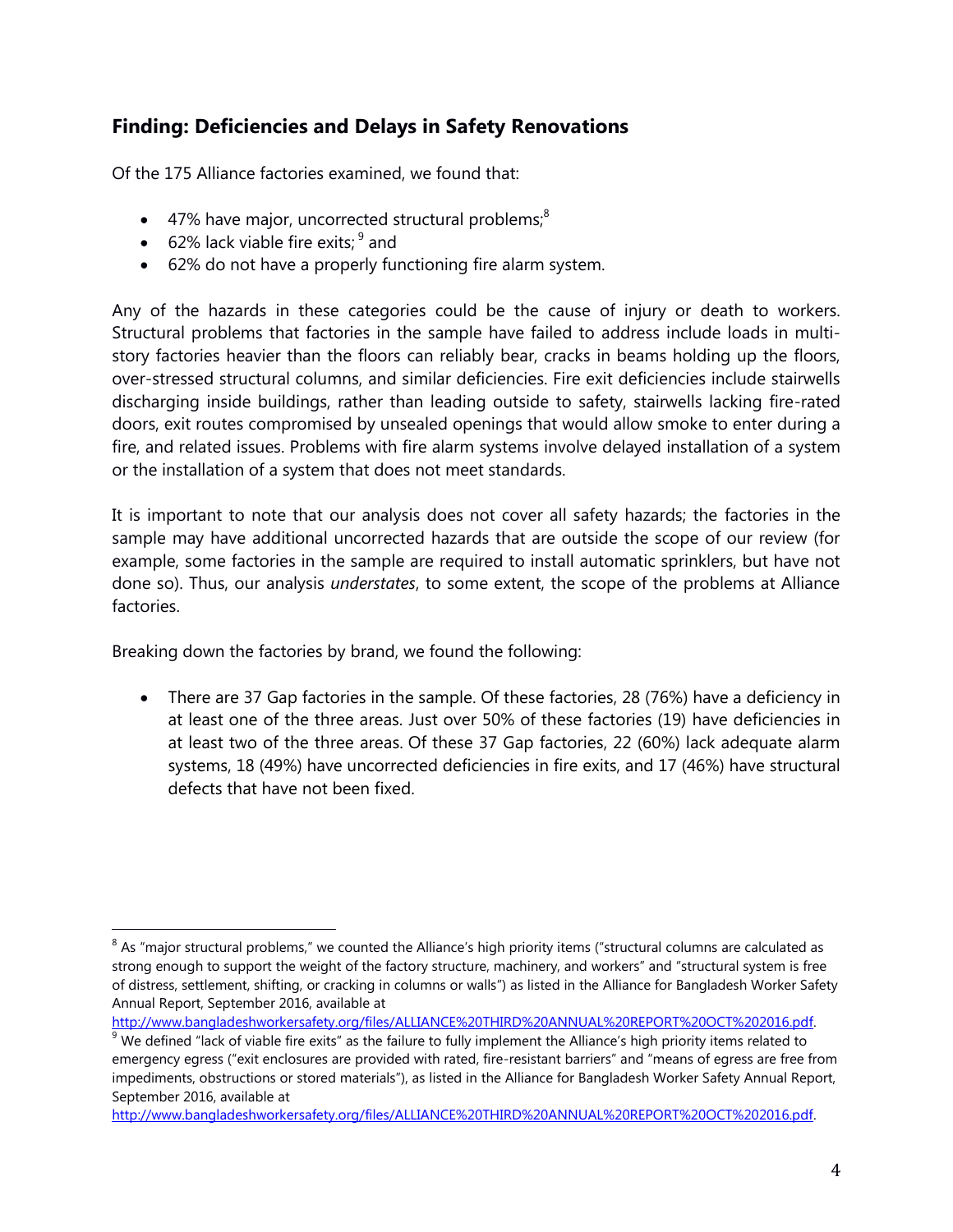## Finding: Deficiencies and Delays in Safety Renovations

Of the 175 Alliance factories examined, we found that:

- 47% have major, uncorrected structural problems;[8]
- 62% lack viable fire exits;[9] and
- 62% do not have a properly functioning fire alarm system.

Any of the hazards in these categories could be the cause of injury or death to workers. Structural problems that factories in the sample have failed to address include loads in multi-story factories heavier than the floors can reliably bear, cracks in beams holding up the floors, over-stressed structural columns, and similar deficiencies. Fire exit deficiencies include stairwells discharging inside buildings, rather than leading outside to safety, stairwells lacking fire-rated doors, exit routes compromised by unsealed openings that would allow smoke to enter during a fire, and related issues. Problems with fire alarm systems involve delayed installation of a system or the installation of a system that does not meet standards.

It is important to note that our analysis does not cover all safety hazards; the factories in the sample may have additional uncorrected hazards that are outside the scope of our review (for example, some factories in the sample are required to install automatic sprinklers, but have not done so). Thus, our analysis *understates*, to some extent, the scope of the problems at Alliance factories.

Breaking down the factories by brand, we found the following:

- There are 37 Gap factories in the sample. Of these factories, 28 (76%) have a deficiency in at least one of the three areas. Just over 50% of these factories (19) have deficiencies in at least two of the three areas. Of these 37 Gap factories, 22 (60%) lack adequate alarm systems, 18 (49%) have uncorrected deficiencies in fire exits, and 17 (46%) have structural defects that have not been fixed.

---

[8] As "major structural problems," we counted the Alliance's high priority items ("structural columns are calculated as strong enough to support the weight of the factory structure, machinery, and workers" and "structural system is free of distress, settlement, shifting, or cracking in columns or walls") as listed in the Alliance for Bangladesh Worker Safety Annual Report, September 2016, available at http://www.bangladeshworkersafety.org/files/ALLIANCE%20THIRD%20ANNUAL%20REPORT%20OCT%202016.pdf.

[9] We defined "lack of viable fire exits" as the failure to fully implement the Alliance's high priority items related to emergency egress ("exit enclosures are provided with rated, fire-resistant barriers" and "means of egress are free from impediments, obstructions or stored materials"), as listed in the Alliance for Bangladesh Worker Safety Annual Report, September 2016, available at http://www.bangladeshworkersafety.org/files/ALLIANCE%20THIRD%20ANNUAL%20REPORT%20OCT%202016.pdf.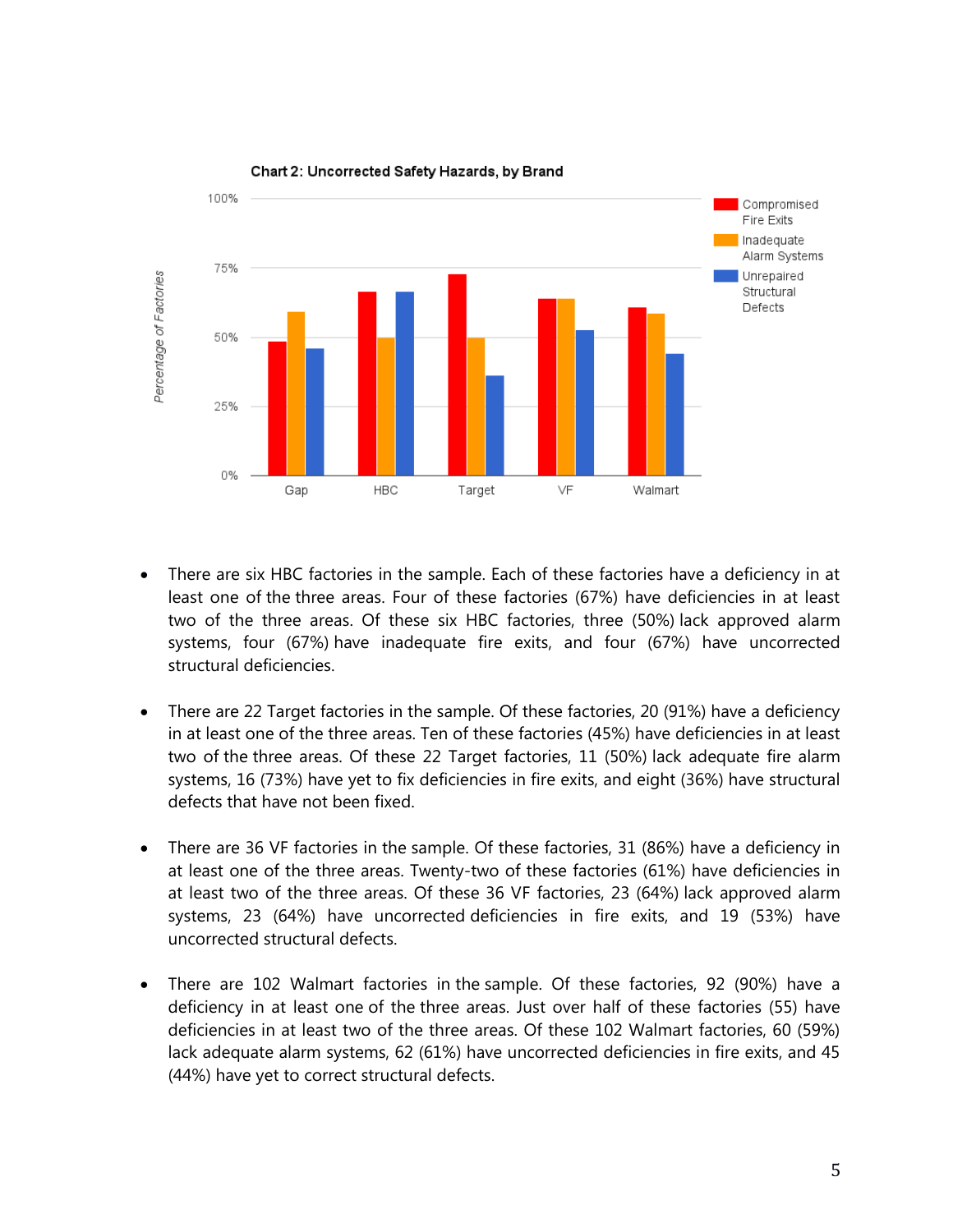**Chart 2: Uncorrected Safety Hazards, by Brand**

- There are six HBC factories in the sample. Each of these factories have a deficiency in at least one of the three areas. Four of these factories (67%) have deficiencies in at least two of the three areas. Of these six HBC factories, three (50%) lack approved alarm systems, four (67%) have inadequate fire exits, and four (67%) have uncorrected structural deficiencies.

- There are 22 Target factories in the sample. Of these factories, 20 (91%) have a deficiency in at least one of the three areas. Ten of these factories (45%) have deficiencies in at least two of the three areas. Of these 22 Target factories, 11 (50%) lack adequate fire alarm systems, 16 (73%) have yet to fix deficiencies in fire exits, and eight (36%) have structural defects that have not been fixed.

- There are 36 VF factories in the sample. Of these factories, 31 (86%) have a deficiency in at least one of the three areas. Twenty-two of these factories (61%) have deficiencies in at least two of the three areas. Of these 36 VF factories, 23 (64%) lack approved alarm systems, 23 (64%) have uncorrected deficiencies in fire exits, and 19 (53%) have uncorrected structural defects.

- There are 102 Walmart factories in the sample. Of these factories, 92 (90%) have a deficiency in at least one of the three areas. Just over half of these factories (55) have deficiencies in at least two of the three areas. Of these 102 Walmart factories, 60 (59%) lack adequate alarm systems, 62 (61%) have uncorrected deficiencies in fire exits, and 45 (44%) have yet to correct structural defects.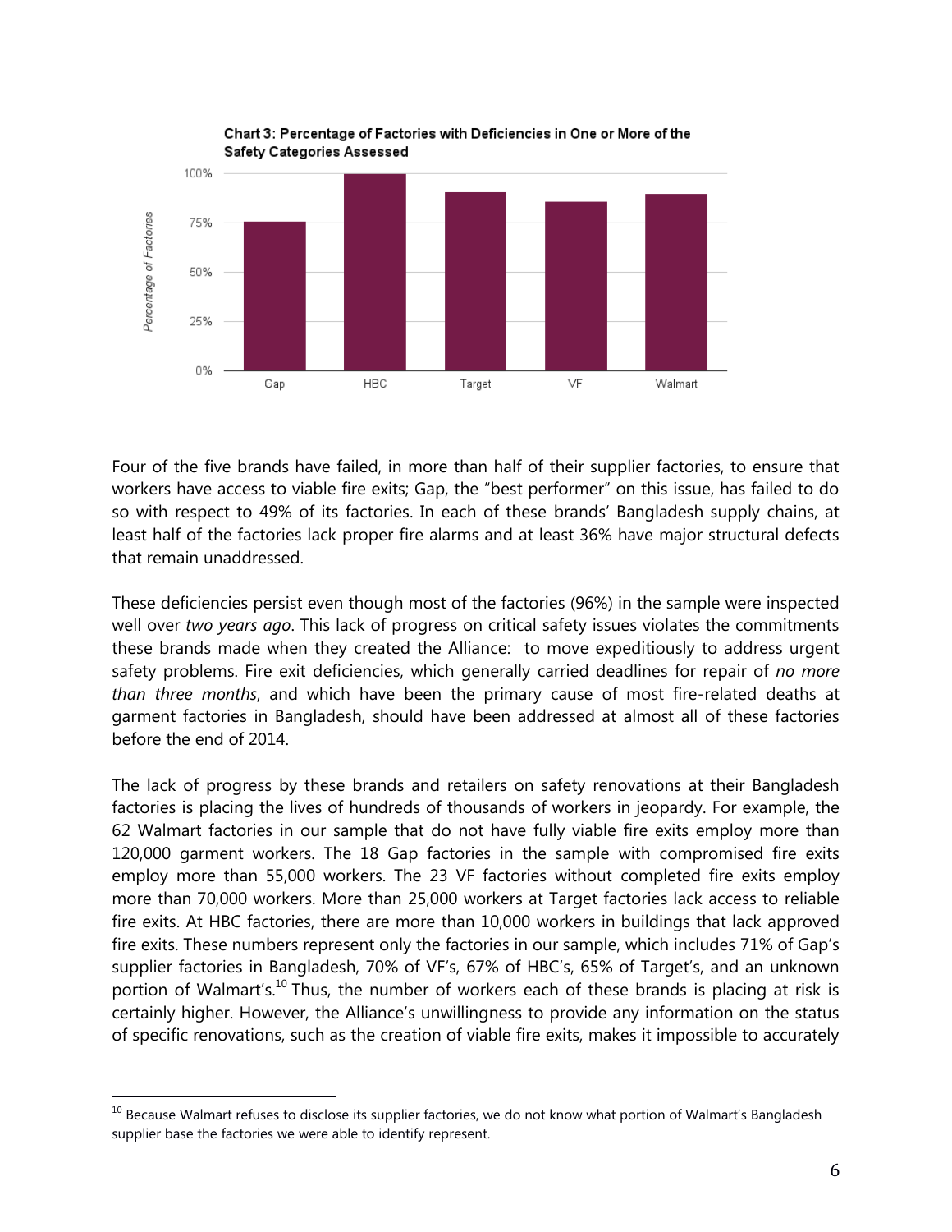Chart 3: Percentage of Factories with Deficiencies in One or More of the Safety Categories Assessed

Four of the five brands have failed, in more than half of their supplier factories, to ensure that workers have access to viable fire exits; Gap, the "best performer" on this issue, has failed to do so with respect to 49% of its factories. In each of these brands' Bangladesh supply chains, at least half of the factories lack proper fire alarms and at least 36% have major structural defects that remain unaddressed.

These deficiencies persist even though most of the factories (96%) in the sample were inspected well over *two years ago*. This lack of progress on critical safety issues violates the commitments these brands made when they created the Alliance: to move expeditiously to address urgent safety problems. Fire exit deficiencies, which generally carried deadlines for repair of *no more than three months*, and which have been the primary cause of most fire-related deaths at garment factories in Bangladesh, should have been addressed at almost all of these factories before the end of 2014.

The lack of progress by these brands and retailers on safety renovations at their Bangladesh factories is placing the lives of hundreds of thousands of workers in jeopardy. For example, the 62 Walmart factories in our sample that do not have fully viable fire exits employ more than 120,000 garment workers. The 18 Gap factories in the sample with compromised fire exits employ more than 55,000 workers. The 23 VF factories without completed fire exits employ more than 70,000 workers. More than 25,000 workers at Target factories lack access to reliable fire exits. At HBC factories, there are more than 10,000 workers in buildings that lack approved fire exits. These numbers represent only the factories in our sample, which includes 71% of Gap's supplier factories in Bangladesh, 70% of VF's, 67% of HBC's, 65% of Target's, and an unknown portion of Walmart's.[10] Thus, the number of workers each of these brands is placing at risk is certainly higher. However, the Alliance's unwillingness to provide any information on the status of specific renovations, such as the creation of viable fire exits, makes it impossible to accurately

[10] Because Walmart refuses to disclose its supplier factories, we do not know what portion of Walmart's Bangladesh supplier base the factories we were able to identify represent.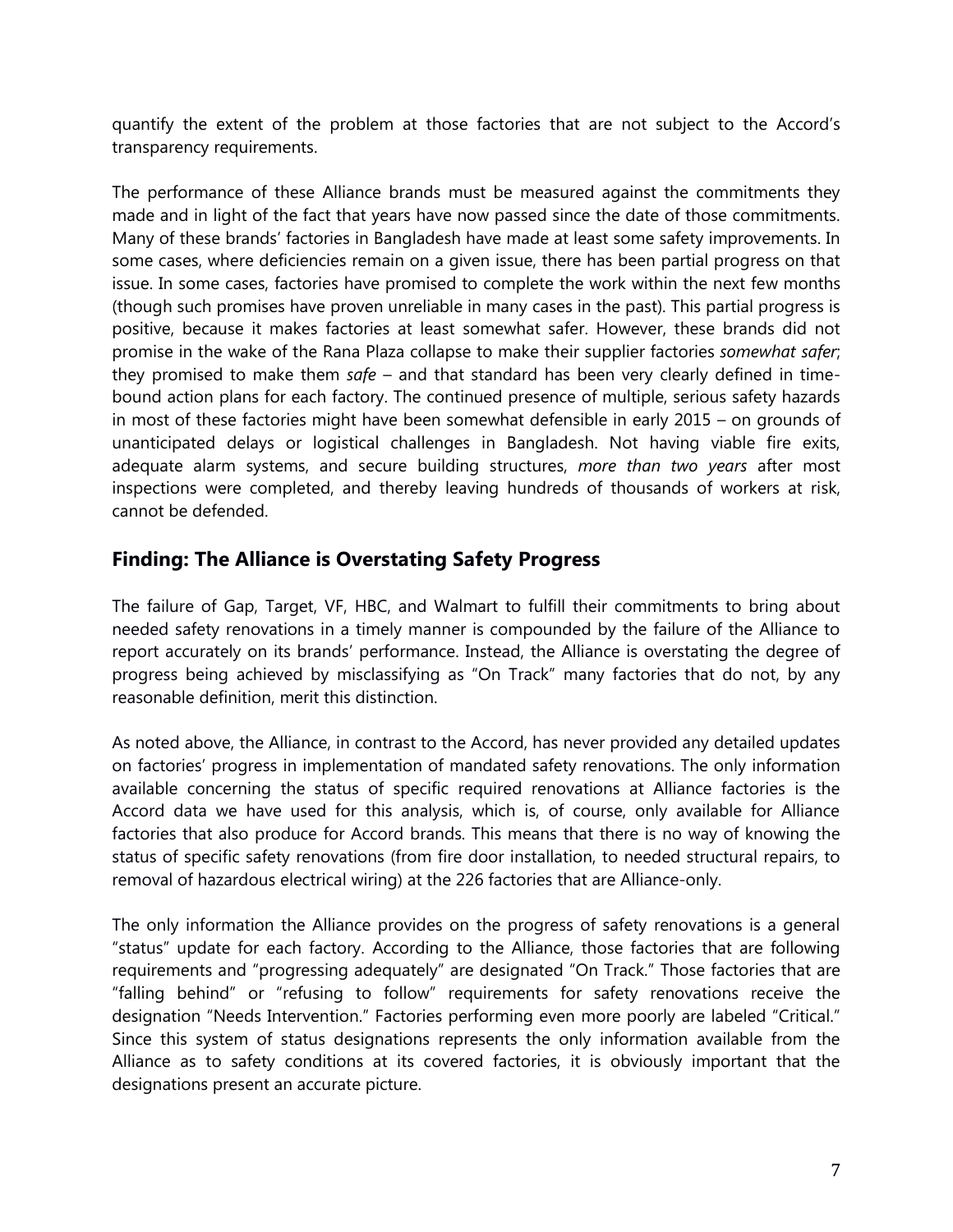quantify the extent of the problem at those factories that are not subject to the Accord's transparency requirements.

The performance of these Alliance brands must be measured against the commitments they made and in light of the fact that years have now passed since the date of those commitments. Many of these brands' factories in Bangladesh have made at least some safety improvements. In some cases, where deficiencies remain on a given issue, there has been partial progress on that issue. In some cases, factories have promised to complete the work within the next few months (though such promises have proven unreliable in many cases in the past). This partial progress is positive, because it makes factories at least somewhat safer. However, these brands did not promise in the wake of the Rana Plaza collapse to make their supplier factories *somewhat safer*; they promised to make them *safe* – and that standard has been very clearly defined in time-bound action plans for each factory. The continued presence of multiple, serious safety hazards in most of these factories might have been somewhat defensible in early 2015 – on grounds of unanticipated delays or logistical challenges in Bangladesh. Not having viable fire exits, adequate alarm systems, and secure building structures, *more than two years* after most inspections were completed, and thereby leaving hundreds of thousands of workers at risk, cannot be defended.

## Finding: The Alliance is Overstating Safety Progress

The failure of Gap, Target, VF, HBC, and Walmart to fulfill their commitments to bring about needed safety renovations in a timely manner is compounded by the failure of the Alliance to report accurately on its brands' performance. Instead, the Alliance is overstating the degree of progress being achieved by misclassifying as "On Track" many factories that do not, by any reasonable definition, merit this distinction.

As noted above, the Alliance, in contrast to the Accord, has never provided any detailed updates on factories' progress in implementation of mandated safety renovations. The only information available concerning the status of specific required renovations at Alliance factories is the Accord data we have used for this analysis, which is, of course, only available for Alliance factories that also produce for Accord brands. This means that there is no way of knowing the status of specific safety renovations (from fire door installation, to needed structural repairs, to removal of hazardous electrical wiring) at the 226 factories that are Alliance-only.

The only information the Alliance provides on the progress of safety renovations is a general "status" update for each factory. According to the Alliance, those factories that are following requirements and "progressing adequately" are designated "On Track." Those factories that are "falling behind" or "refusing to follow" requirements for safety renovations receive the designation "Needs Intervention." Factories performing even more poorly are labeled "Critical." Since this system of status designations represents the only information available from the Alliance as to safety conditions at its covered factories, it is obviously important that the designations present an accurate picture.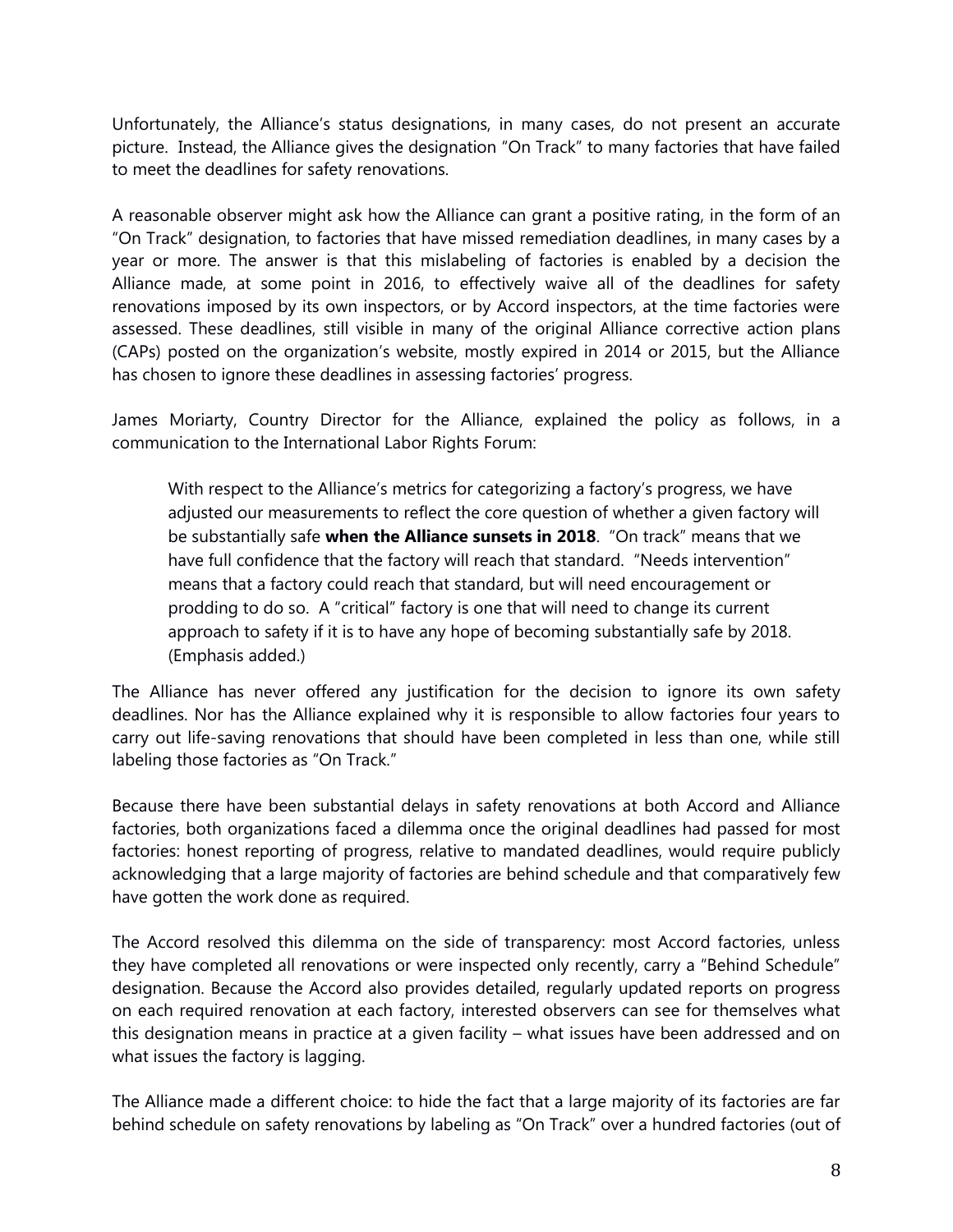Unfortunately, the Alliance's status designations, in many cases, do not present an accurate picture. Instead, the Alliance gives the designation "On Track" to many factories that have failed to meet the deadlines for safety renovations.

A reasonable observer might ask how the Alliance can grant a positive rating, in the form of an "On Track" designation, to factories that have missed remediation deadlines, in many cases by a year or more. The answer is that this mislabeling of factories is enabled by a decision the Alliance made, at some point in 2016, to effectively waive all of the deadlines for safety renovations imposed by its own inspectors, or by Accord inspectors, at the time factories were assessed. These deadlines, still visible in many of the original Alliance corrective action plans (CAPs) posted on the organization's website, mostly expired in 2014 or 2015, but the Alliance has chosen to ignore these deadlines in assessing factories' progress.

James Moriarty, Country Director for the Alliance, explained the policy as follows, in a communication to the International Labor Rights Forum:

> With respect to the Alliance's metrics for categorizing a factory's progress, we have adjusted our measurements to reflect the core question of whether a given factory will be substantially safe **when the Alliance sunsets in 2018**. "On track" means that we have full confidence that the factory will reach that standard. "Needs intervention" means that a factory could reach that standard, but will need encouragement or prodding to do so. A "critical" factory is one that will need to change its current approach to safety if it is to have any hope of becoming substantially safe by 2018. (Emphasis added.)

The Alliance has never offered any justification for the decision to ignore its own safety deadlines. Nor has the Alliance explained why it is responsible to allow factories four years to carry out life-saving renovations that should have been completed in less than one, while still labeling those factories as "On Track."

Because there have been substantial delays in safety renovations at both Accord and Alliance factories, both organizations faced a dilemma once the original deadlines had passed for most factories: honest reporting of progress, relative to mandated deadlines, would require publicly acknowledging that a large majority of factories are behind schedule and that comparatively few have gotten the work done as required.

The Accord resolved this dilemma on the side of transparency: most Accord factories, unless they have completed all renovations or were inspected only recently, carry a "Behind Schedule" designation. Because the Accord also provides detailed, regularly updated reports on progress on each required renovation at each factory, interested observers can see for themselves what this designation means in practice at a given facility – what issues have been addressed and on what issues the factory is lagging.

The Alliance made a different choice: to hide the fact that a large majority of its factories are far behind schedule on safety renovations by labeling as "On Track" over a hundred factories (out of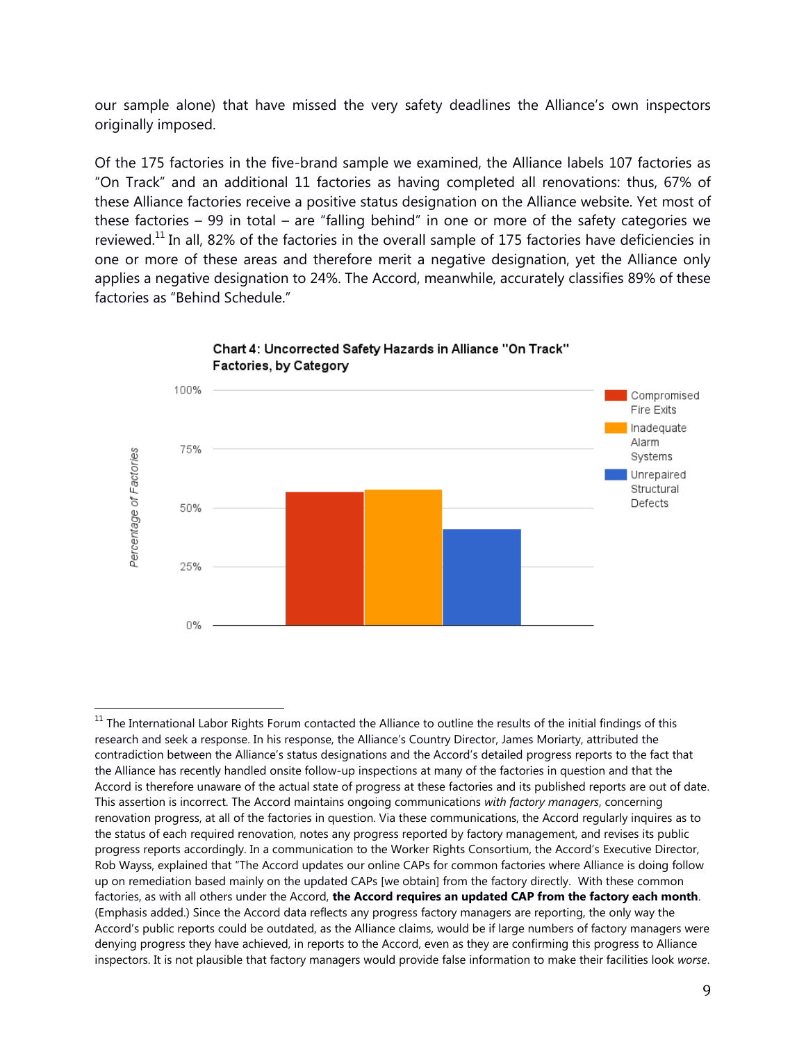our sample alone) that have missed the very safety deadlines the Alliance's own inspectors originally imposed.

Of the 175 factories in the five-brand sample we examined, the Alliance labels 107 factories as "On Track" and an additional 11 factories as having completed all renovations: thus, 67% of these Alliance factories receive a positive status designation on the Alliance website. Yet most of these factories – 99 in total – are "falling behind" in one or more of the safety categories we reviewed.[11] In all, 82% of the factories in the overall sample of 175 factories have deficiencies in one or more of these areas and therefore merit a negative designation, yet the Alliance only applies a negative designation to 24%. The Accord, meanwhile, accurately classifies 89% of these factories as "Behind Schedule."

**Chart 4: Uncorrected Safety Hazards in Alliance "On Track" Factories, by Category**

---

[11] The International Labor Rights Forum contacted the Alliance to outline the results of the initial findings of this research and seek a response. In his response, the Alliance's Country Director, James Moriarty, attributed the contradiction between the Alliance's status designations and the Accord's detailed progress reports to the fact that the Alliance has recently handled onsite follow-up inspections at many of the factories in question and that the Accord is therefore unaware of the actual state of progress at these factories and its published reports are out of date. This assertion is incorrect. The Accord maintains ongoing communications *with factory managers*, concerning renovation progress, at all of the factories in question. Via these communications, the Accord regularly inquires as to the status of each required renovation, notes any progress reported by factory management, and revises its public progress reports accordingly. In a communication to the Worker Rights Consortium, the Accord's Executive Director, Rob Wayss, explained that "The Accord updates our online CAPs for common factories where Alliance is doing follow up on remediation based mainly on the updated CAPs [we obtain] from the factory directly. With these common factories, as with all others under the Accord, **the Accord requires an updated CAP from the factory each month**. (Emphasis added.) Since the Accord data reflects any progress factory managers are reporting, the only way the Accord's public reports could be outdated, as the Alliance claims, would be if large numbers of factory managers were denying progress they have achieved, in reports to the Accord, even as they are confirming this progress to Alliance inspectors. It is not plausible that factory managers would provide false information to make their facilities look *worse*.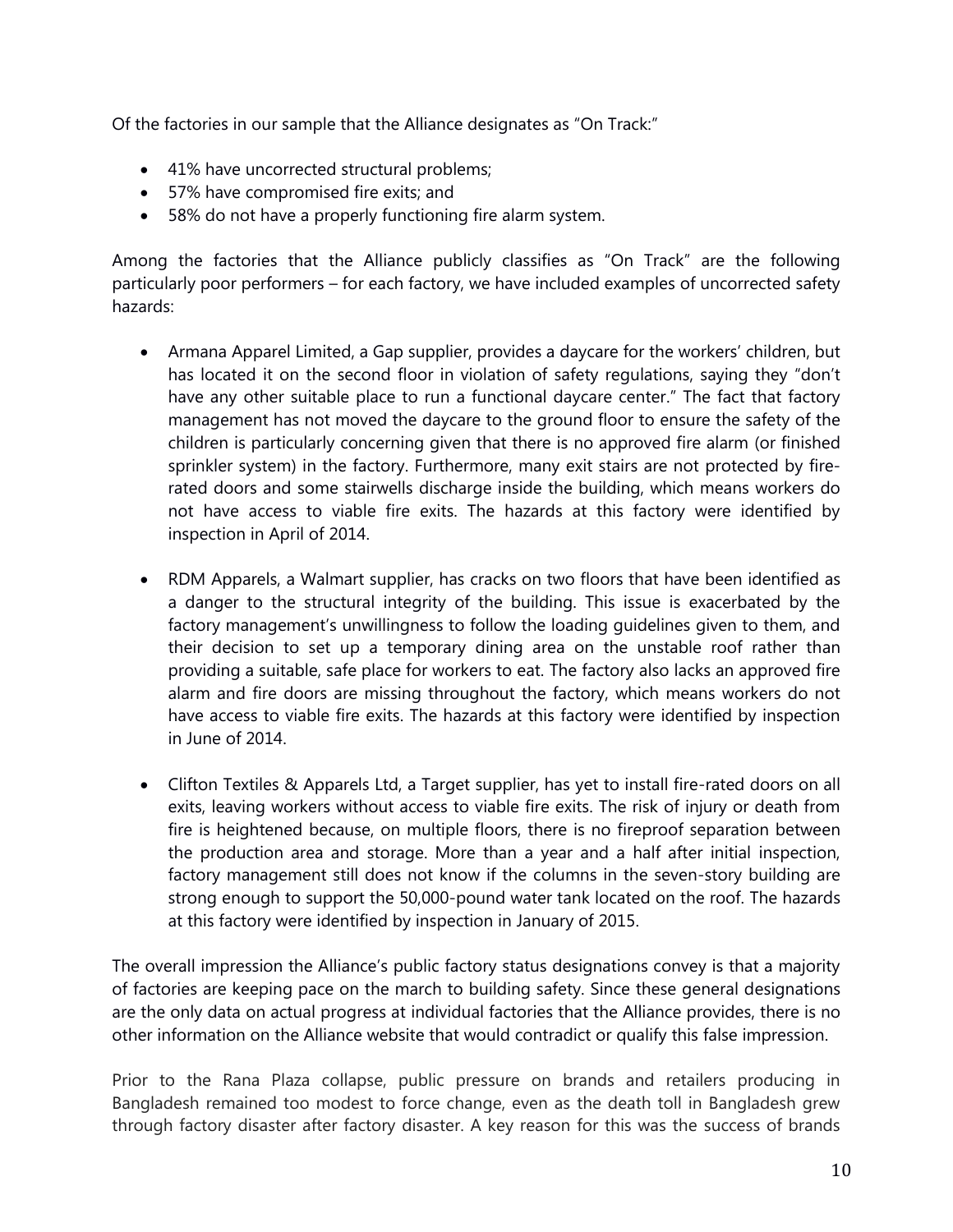Of the factories in our sample that the Alliance designates as "On Track:"

- 41% have uncorrected structural problems;
- 57% have compromised fire exits; and
- 58% do not have a properly functioning fire alarm system.

Among the factories that the Alliance publicly classifies as "On Track" are the following particularly poor performers – for each factory, we have included examples of uncorrected safety hazards:

- Armana Apparel Limited, a Gap supplier, provides a daycare for the workers' children, but has located it on the second floor in violation of safety regulations, saying they "don't have any other suitable place to run a functional daycare center." The fact that factory management has not moved the daycare to the ground floor to ensure the safety of the children is particularly concerning given that there is no approved fire alarm (or finished sprinkler system) in the factory. Furthermore, many exit stairs are not protected by fire-rated doors and some stairwells discharge inside the building, which means workers do not have access to viable fire exits. The hazards at this factory were identified by inspection in April of 2014.

- RDM Apparels, a Walmart supplier, has cracks on two floors that have been identified as a danger to the structural integrity of the building. This issue is exacerbated by the factory management's unwillingness to follow the loading guidelines given to them, and their decision to set up a temporary dining area on the unstable roof rather than providing a suitable, safe place for workers to eat. The factory also lacks an approved fire alarm and fire doors are missing throughout the factory, which means workers do not have access to viable fire exits. The hazards at this factory were identified by inspection in June of 2014.

- Clifton Textiles & Apparels Ltd, a Target supplier, has yet to install fire-rated doors on all exits, leaving workers without access to viable fire exits. The risk of injury or death from fire is heightened because, on multiple floors, there is no fireproof separation between the production area and storage. More than a year and a half after initial inspection, factory management still does not know if the columns in the seven-story building are strong enough to support the 50,000-pound water tank located on the roof. The hazards at this factory were identified by inspection in January of 2015.

The overall impression the Alliance's public factory status designations convey is that a majority of factories are keeping pace on the march to building safety. Since these general designations are the only data on actual progress at individual factories that the Alliance provides, there is no other information on the Alliance website that would contradict or qualify this false impression.

Prior to the Rana Plaza collapse, public pressure on brands and retailers producing in Bangladesh remained too modest to force change, even as the death toll in Bangladesh grew through factory disaster after factory disaster. A key reason for this was the success of brands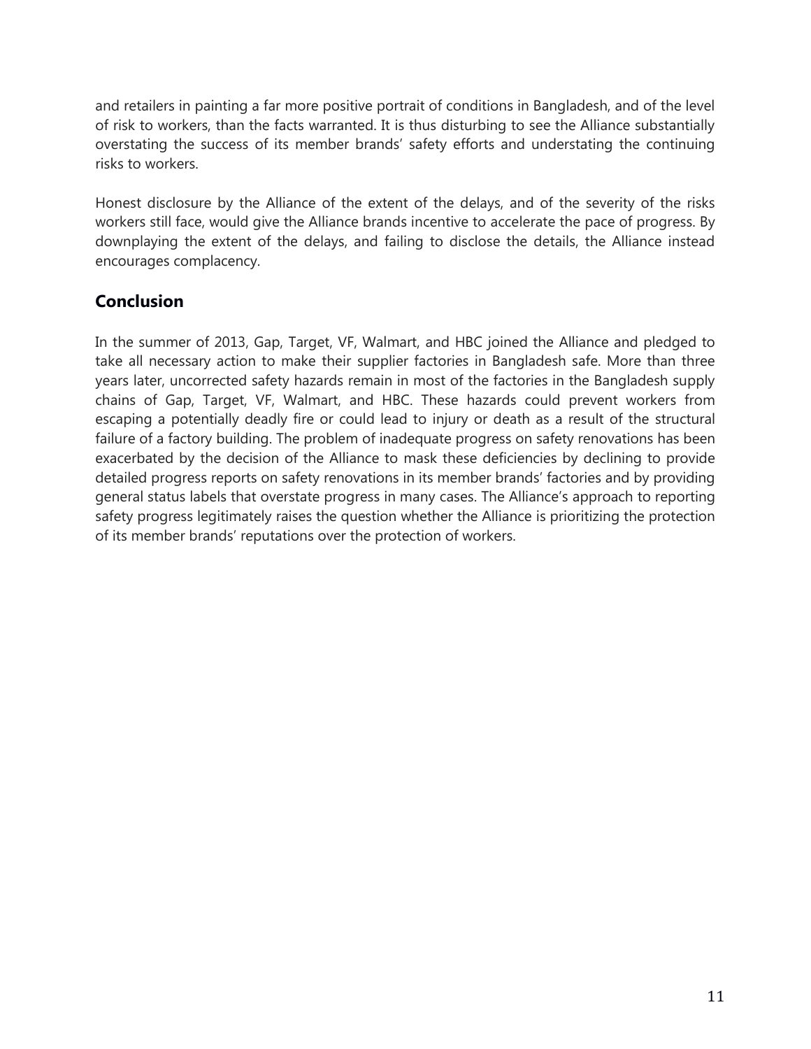and retailers in painting a far more positive portrait of conditions in Bangladesh, and of the level of risk to workers, than the facts warranted. It is thus disturbing to see the Alliance substantially overstating the success of its member brands' safety efforts and understating the continuing risks to workers.

Honest disclosure by the Alliance of the extent of the delays, and of the severity of the risks workers still face, would give the Alliance brands incentive to accelerate the pace of progress. By downplaying the extent of the delays, and failing to disclose the details, the Alliance instead encourages complacency.

## Conclusion

In the summer of 2013, Gap, Target, VF, Walmart, and HBC joined the Alliance and pledged to take all necessary action to make their supplier factories in Bangladesh safe. More than three years later, uncorrected safety hazards remain in most of the factories in the Bangladesh supply chains of Gap, Target, VF, Walmart, and HBC. These hazards could prevent workers from escaping a potentially deadly fire or could lead to injury or death as a result of the structural failure of a factory building. The problem of inadequate progress on safety renovations has been exacerbated by the decision of the Alliance to mask these deficiencies by declining to provide detailed progress reports on safety renovations in its member brands' factories and by providing general status labels that overstate progress in many cases. The Alliance's approach to reporting safety progress legitimately raises the question whether the Alliance is prioritizing the protection of its member brands' reputations over the protection of workers.